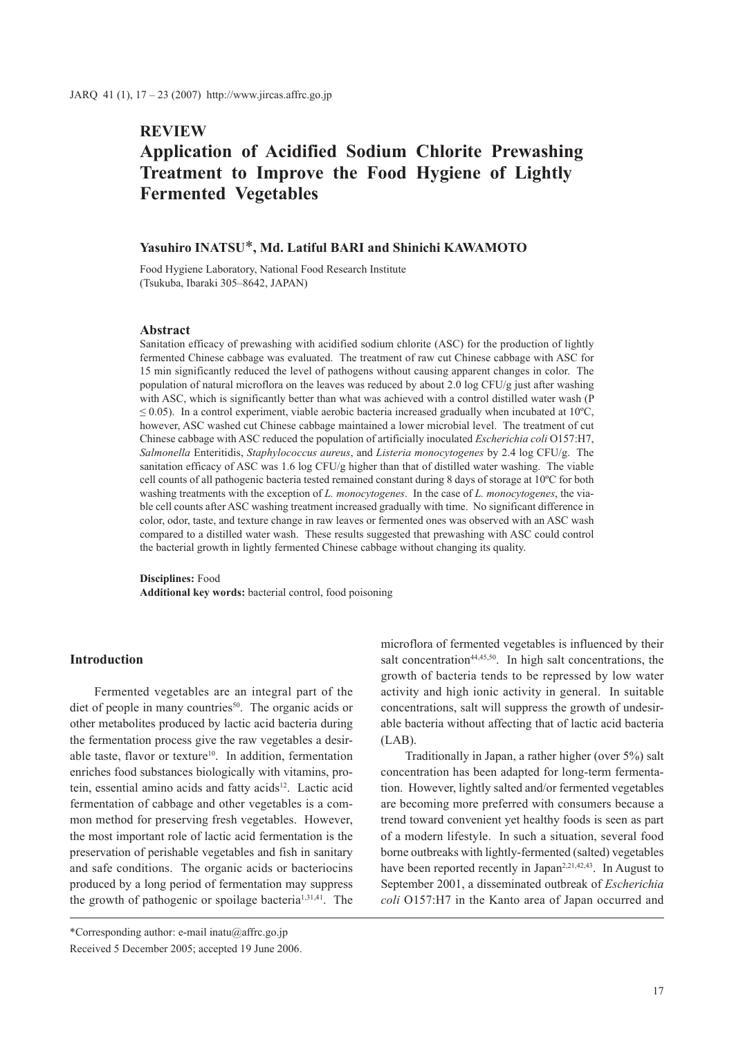REVIEW

# Application of Acidified Sodium Chlorite Prewashing Treatment to Improve the Food Hygiene of Lightly Fermented Vegetables

**Yasuhiro INATSU*, Md. Latiful BARI and Shinichi KAWAMOTO**

Food Hygiene Laboratory, National Food Research Institute (Tsukuba, Ibaraki 305–8642, JAPAN)

## Abstract

Sanitation efficacy of prewashing with acidified sodium chlorite (ASC) for the production of lightly fermented Chinese cabbage was evaluated. The treatment of raw cut Chinese cabbage with ASC for 15 min significantly reduced the level of pathogens without causing apparent changes in color. The population of natural microflora on the leaves was reduced by about 2.0 log CFU/g just after washing with ASC, which is significantly better than what was achieved with a control distilled water wash ($P \leq 0.05$). In a control experiment, viable aerobic bacteria increased gradually when incubated at 10ºC, however, ASC washed cut Chinese cabbage maintained a lower microbial level. The treatment of cut Chinese cabbage with ASC reduced the population of artificially inoculated *Escherichia coli* O157:H7, *Salmonella* Enteritidis, *Staphylococcus aureus*, and *Listeria monocytogenes* by 2.4 log CFU/g. The sanitation efficacy of ASC was 1.6 log CFU/g higher than that of distilled water washing. The viable cell counts of all pathogenic bacteria tested remained constant during 8 days of storage at 10ºC for both washing treatments with the exception of *L. monocytogenes*. In the case of *L. monocytogenes*, the viable cell counts after ASC washing treatment increased gradually with time. No significant difference in color, odor, taste, and texture change in raw leaves or fermented ones was observed with an ASC wash compared to a distilled water wash. These results suggested that prewashing with ASC could control the bacterial growth in lightly fermented Chinese cabbage without changing its quality.

**Disciplines:** Food
**Additional key words:** bacterial control, food poisoning

## Introduction

Fermented vegetables are an integral part of the diet of people in many countries[50]. The organic acids or other metabolites produced by lactic acid bacteria during the fermentation process give the raw vegetables a desirable taste, flavor or texture[10]. In addition, fermentation enriches food substances biologically with vitamins, protein, essential amino acids and fatty acids[12]. Lactic acid fermentation of cabbage and other vegetables is a common method for preserving fresh vegetables. However, the most important role of lactic acid fermentation is the preservation of perishable vegetables and fish in sanitary and safe conditions. The organic acids or bacteriocins produced by a long period of fermentation may suppress the growth of pathogenic or spoilage bacteria[1,31,41]. The microflora of fermented vegetables is influenced by their salt concentration[44,45,50]. In high salt concentrations, the growth of bacteria tends to be repressed by low water activity and high ionic activity in general. In suitable concentrations, salt will suppress the growth of undesirable bacteria without affecting that of lactic acid bacteria (LAB).

Traditionally in Japan, a rather higher (over 5%) salt concentration has been adapted for long-term fermentation. However, lightly salted and/or fermented vegetables are becoming more preferred with consumers because a trend toward convenient yet healthy foods is seen as part of a modern lifestyle. In such a situation, several food borne outbreaks with lightly-fermented (salted) vegetables have been reported recently in Japan[2,21,42,43]. In August to September 2001, a disseminated outbreak of *Escherichia coli* O157:H7 in the Kanto area of Japan occurred and

*Corresponding author: e-mail inatu@affrc.go.jp

Received 5 December 2005; accepted 19 June 2006.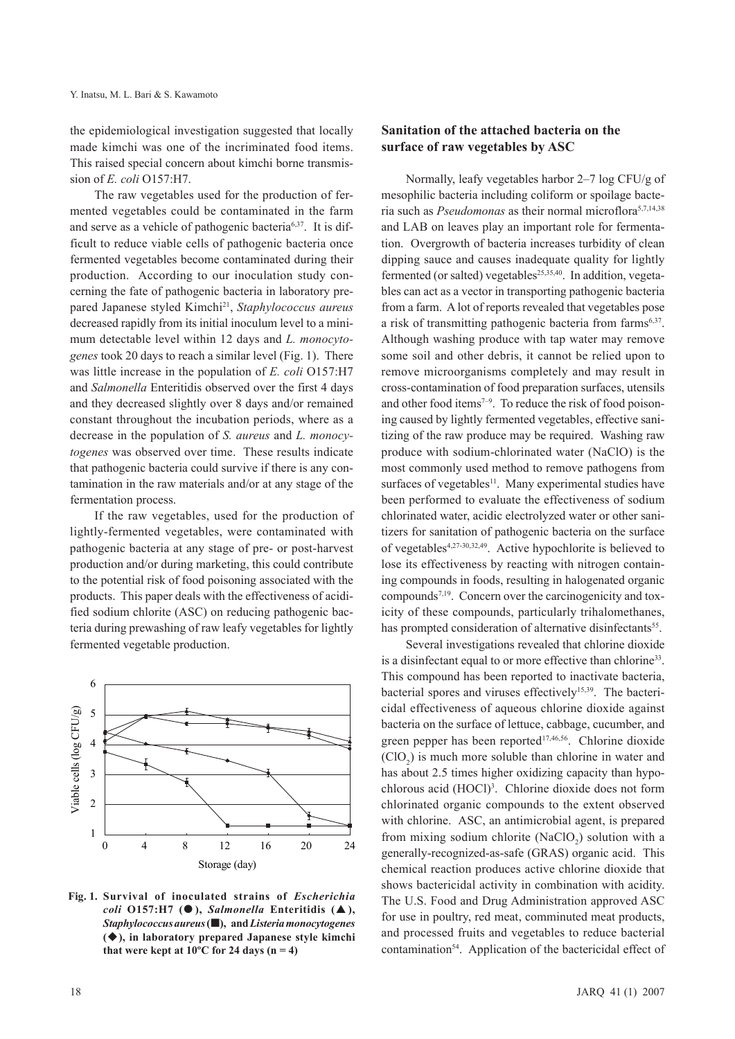the epidemiological investigation suggested that locally made kimchi was one of the incriminated food items. This raised special concern about kimchi borne transmission of *E. coli* O157:H7.

The raw vegetables used for the production of fermented vegetables could be contaminated in the farm and serve as a vehicle of pathogenic bacteria[6,37]. It is difficult to reduce viable cells of pathogenic bacteria once fermented vegetables become contaminated during their production. According to our inoculation study concerning the fate of pathogenic bacteria in laboratory prepared Japanese styled Kimchi[21], *Staphylococcus aureus* decreased rapidly from its initial inoculum level to a minimum detectable level within 12 days and *L. monocytogenes* took 20 days to reach a similar level (Fig. 1). There was little increase in the population of *E. coli* O157:H7 and *Salmonella* Enteritidis observed over the first 4 days and they decreased slightly over 8 days and/or remained constant throughout the incubation periods, where as a decrease in the population of *S. aureus* and *L. monocytogenes* was observed over time. These results indicate that pathogenic bacteria could survive if there is any contamination in the raw materials and/or at any stage of the fermentation process.

If the raw vegetables, used for the production of lightly-fermented vegetables, were contaminated with pathogenic bacteria at any stage of pre- or post-harvest production and/or during marketing, this could contribute to the potential risk of food poisoning associated with the products. This paper deals with the effectiveness of acidified sodium chlorite (ASC) on reducing pathogenic bacteria during prewashing of raw leafy vegetables for lightly fermented vegetable production.

**Fig. 1. Survival of inoculated strains of *Escherichia coli* O157:H7 (●), *Salmonella* Enteritidis (▲), *Staphylococcus aureus* (■), and *Listeria monocytogenes* (◆), in laboratory prepared Japanese style kimchi that were kept at 10ºC for 24 days (n = 4)**

## Sanitation of the attached bacteria on the surface of raw vegetables by ASC

Normally, leafy vegetables harbor 2–7 log CFU/g of mesophilic bacteria including coliform or spoilage bacteria such as *Pseudomonas* as their normal microflora[5,7,14,38] and LAB on leaves play an important role for fermentation. Overgrowth of bacteria increases turbidity of clean dipping sauce and causes inadequate quality for lightly fermented (or salted) vegetables[25,35,40]. In addition, vegetables can act as a vector in transporting pathogenic bacteria from a farm. A lot of reports revealed that vegetables pose a risk of transmitting pathogenic bacteria from farms[6,37]. Although washing produce with tap water may remove some soil and other debris, it cannot be relied upon to remove microorganisms completely and may result in cross-contamination of food preparation surfaces, utensils and other food items[7–9]. To reduce the risk of food poisoning caused by lightly fermented vegetables, effective sanitizing of the raw produce may be required. Washing raw produce with sodium-chlorinated water (NaClO) is the most commonly used method to remove pathogens from surfaces of vegetables[11]. Many experimental studies have been performed to evaluate the effectiveness of sodium chlorinated water, acidic electrolyzed water or other sanitizers for sanitation of pathogenic bacteria on the surface of vegetables[4,27-30,32,49]. Active hypochlorite is believed to lose its effectiveness by reacting with nitrogen containing compounds in foods, resulting in halogenated organic compounds[7,19]. Concern over the carcinogenicity and toxicity of these compounds, particularly trihalomethanes, has prompted consideration of alternative disinfectants[55].

Several investigations revealed that chlorine dioxide is a disinfectant equal to or more effective than chlorine[33]. This compound has been reported to inactivate bacteria, bacterial spores and viruses effectively[15,39]. The bactericidal effectiveness of aqueous chlorine dioxide against bacteria on the surface of lettuce, cabbage, cucumber, and green pepper has been reported[17,46,56]. Chlorine dioxide ($ClO_2$) is much more soluble than chlorine in water and has about 2.5 times higher oxidizing capacity than hypochlorous acid (HOCl)[3]. Chlorine dioxide does not form chlorinated organic compounds to the extent observed with chlorine. ASC, an antimicrobial agent, is prepared from mixing sodium chlorite ($NaClO_2$) solution with a generally-recognized-as-safe (GRAS) organic acid. This chemical reaction produces active chlorine dioxide that shows bactericidal activity in combination with acidity. The U.S. Food and Drug Administration approved ASC for use in poultry, red meat, comminuted meat products, and processed fruits and vegetables to reduce bacterial contamination[54]. Application of the bactericidal effect of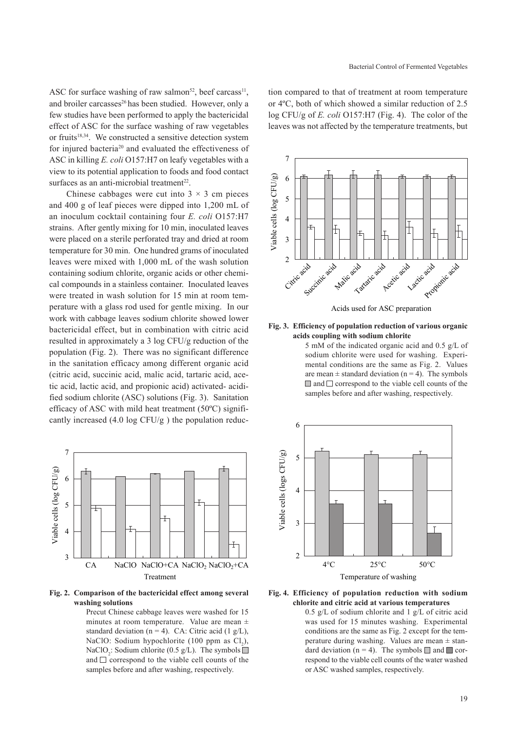ASC for surface washing of raw salmon[52], beef carcass[11], and broiler carcasses[26] has been studied. However, only a few studies have been performed to apply the bactericidal effect of ASC for the surface washing of raw vegetables or fruits[18,34]. We constructed a sensitive detection system for injured bacteria[20] and evaluated the effectiveness of ASC in killing *E. coli* O157:H7 on leafy vegetables with a view to its potential application to foods and food contact surfaces as an anti-microbial treatment[22].

Chinese cabbages were cut into $3 \times 3$ cm pieces and 400 g of leaf pieces were dipped into 1,200 mL of an inoculum cocktail containing four *E. coli* O157:H7 strains. After gently mixing for 10 min, inoculated leaves were placed on a sterile perforated tray and dried at room temperature for 30 min. One hundred grams of inoculated leaves were mixed with 1,000 mL of the wash solution containing sodium chlorite, organic acids or other chemical compounds in a stainless container. Inoculated leaves were treated in wash solution for 15 min at room temperature with a glass rod used for gentle mixing. In our work with cabbage leaves sodium chlorite showed lower bactericidal effect, but in combination with citric acid resulted in approximately a 3 log CFU/g reduction of the population (Fig. 2). There was no significant difference in the sanitation efficacy among different organic acid (citric acid, succinic acid, malic acid, tartaric acid, acetic acid, lactic acid, and propionic acid) activated- acidified sodium chlorite (ASC) solutions (Fig. 3). Sanitation efficacy of ASC with mild heat treatment (50ºC) significantly increased (4.0 log CFU/g ) the population reduction compared to that of treatment at room temperature or 4ºC, both of which showed a similar reduction of 2.5 log CFU/g of *E. coli* O157:H7 (Fig. 4). The color of the leaves was not affected by the temperature treatments, but

**Fig. 2. Comparison of the bactericidal effect among several washing solutions**

Precut Chinese cabbage leaves were washed for 15 minutes at room temperature. Value are mean ± standard deviation (n = 4). CA: Citric acid (1 g/L), NaClO: Sodium hypochlorite (100 ppm as $Cl_2$), $NaClO_2$: Sodium chlorite (0.5 g/L). The symbols ▢ and □ correspond to the viable cell counts of the samples before and after washing, respectively.

**Fig. 3. Efficiency of population reduction of various organic acids coupling with sodium chlorite**

5 mM of the indicated organic acid and 0.5 g/L of sodium chlorite were used for washing. Experimental conditions are the same as Fig. 2. Values are mean ± standard deviation (n = 4). The symbols ▢ and □ correspond to the viable cell counts of the samples before and after washing, respectively.

**Fig. 4. Efficiency of population reduction with sodium chlorite and citric acid at various temperatures**

0.5 g/L of sodium chlorite and 1 g/L of citric acid was used for 15 minutes washing. Experimental conditions are the same as Fig. 2 except for the temperature during washing. Values are mean ± standard deviation (n = 4). The symbols ▢ and ■ correspond to the viable cell counts of the water washed or ASC washed samples, respectively.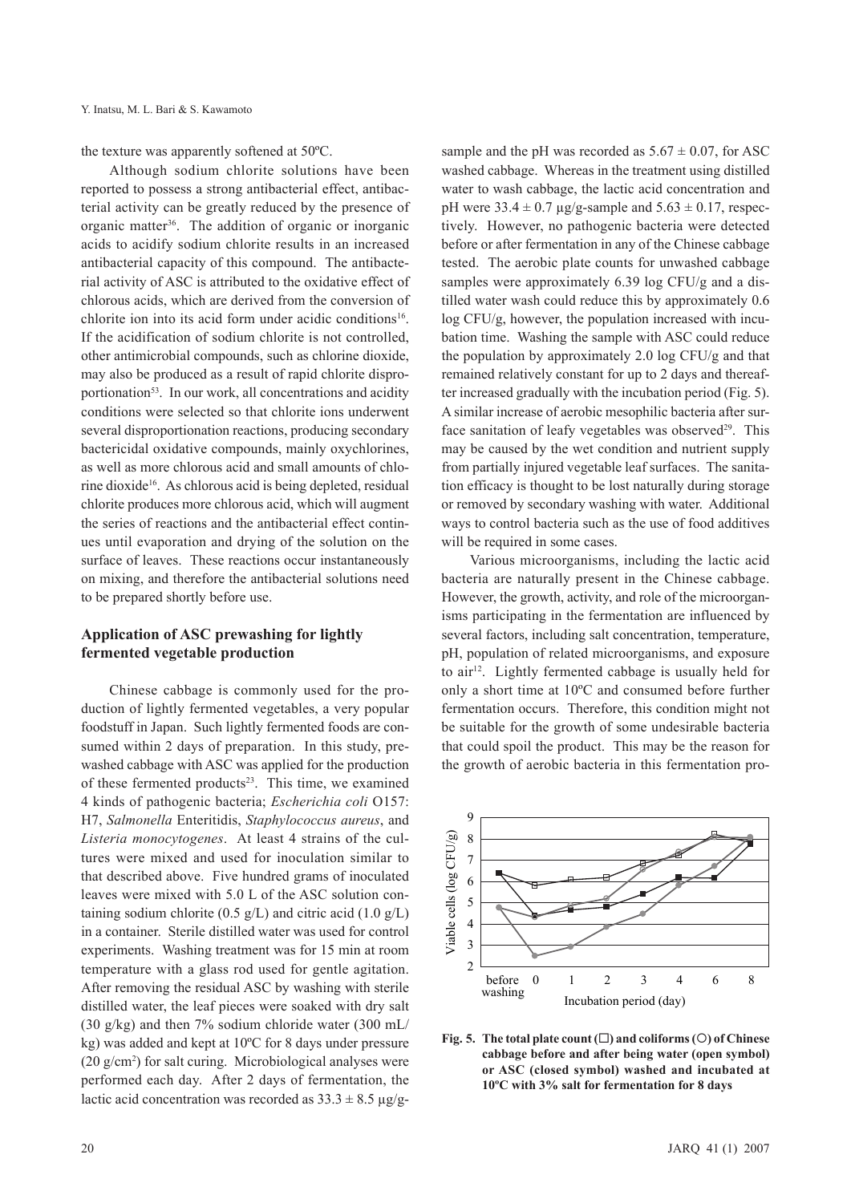the texture was apparently softened at 50ºC.

Although sodium chlorite solutions have been reported to possess a strong antibacterial effect, antibacterial activity can be greatly reduced by the presence of organic matter[36]. The addition of organic or inorganic acids to acidify sodium chlorite results in an increased antibacterial capacity of this compound. The antibacterial activity of ASC is attributed to the oxidative effect of chlorous acids, which are derived from the conversion of chlorite ion into its acid form under acidic conditions[16]. If the acidification of sodium chlorite is not controlled, other antimicrobial compounds, such as chlorine dioxide, may also be produced as a result of rapid chlorite disproportionation[53]. In our work, all concentrations and acidity conditions were selected so that chlorite ions underwent several disproportionation reactions, producing secondary bactericidal oxidative compounds, mainly oxychlorines, as well as more chlorous acid and small amounts of chlorine dioxide[16]. As chlorous acid is being depleted, residual chlorite produces more chlorous acid, which will augment the series of reactions and the antibacterial effect continues until evaporation and drying of the solution on the surface of leaves. These reactions occur instantaneously on mixing, and therefore the antibacterial solutions need to be prepared shortly before use.

## Application of ASC prewashing for lightly fermented vegetable production

Chinese cabbage is commonly used for the production of lightly fermented vegetables, a very popular foodstuff in Japan. Such lightly fermented foods are consumed within 2 days of preparation. In this study, prewashed cabbage with ASC was applied for the production of these fermented products[23]. This time, we examined 4 kinds of pathogenic bacteria; *Escherichia coli* O157: H7, *Salmonella* Enteritidis, *Staphylococcus aureus*, and *Listeria monocytogenes*. At least 4 strains of the cultures were mixed and used for inoculation similar to that described above. Five hundred grams of inoculated leaves were mixed with 5.0 L of the ASC solution containing sodium chlorite (0.5 g/L) and citric acid (1.0 g/L) in a container. Sterile distilled water was used for control experiments. Washing treatment was for 15 min at room temperature with a glass rod used for gentle agitation. After removing the residual ASC by washing with sterile distilled water, the leaf pieces were soaked with dry salt (30 g/kg) and then 7% sodium chloride water (300 mL/kg) was added and kept at 10ºC for 8 days under pressure (20 g/cm$^2$) for salt curing. Microbiological analyses were performed each day. After 2 days of fermentation, the lactic acid concentration was recorded as $33.3 \pm 8.5$ µg/g-sample and the pH was recorded as $5.67 \pm 0.07$, for ASC washed cabbage. Whereas in the treatment using distilled water to wash cabbage, the lactic acid concentration and pH were $33.4 \pm 0.7$ µg/g-sample and $5.63 \pm 0.17$, respectively. However, no pathogenic bacteria were detected before or after fermentation in any of the Chinese cabbage tested. The aerobic plate counts for unwashed cabbage samples were approximately 6.39 log CFU/g and a distilled water wash could reduce this by approximately 0.6 log CFU/g, however, the population increased with incubation time. Washing the sample with ASC could reduce the population by approximately 2.0 log CFU/g and that remained relatively constant for up to 2 days and thereafter increased gradually with the incubation period (Fig. 5). A similar increase of aerobic mesophilic bacteria after surface sanitation of leafy vegetables was observed[29]. This may be caused by the wet condition and nutrient supply from partially injured vegetable leaf surfaces. The sanitation efficacy is thought to be lost naturally during storage or removed by secondary washing with water. Additional ways to control bacteria such as the use of food additives will be required in some cases.

Various microorganisms, including the lactic acid bacteria are naturally present in the Chinese cabbage. However, the growth, activity, and role of the microorganisms participating in the fermentation are influenced by several factors, including salt concentration, temperature, pH, population of related microorganisms, and exposure to air[12]. Lightly fermented cabbage is usually held for only a short time at 10ºC and consumed before further fermentation occurs. Therefore, this condition might not be suitable for the growth of some undesirable bacteria that could spoil the product. This may be the reason for the growth of aerobic bacteria in this fermentation pro-

**Fig. 5. The total plate count (□) and coliforms (○) of Chinese cabbage before and after being water (open symbol) or ASC (closed symbol) washed and incubated at 10ºC with 3% salt for fermentation for 8 days**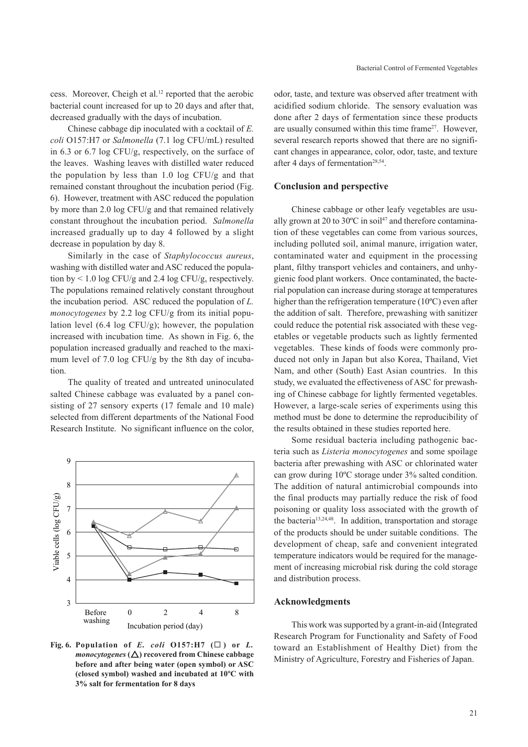cess. Moreover, Cheigh et al.[12] reported that the aerobic bacterial count increased for up to 20 days and after that, decreased gradually with the days of incubation.

Chinese cabbage dip inoculated with a cocktail of *E. coli* O157:H7 or *Salmonella* (7.1 log CFU/mL) resulted in 6.3 or 6.7 log CFU/g, respectively, on the surface of the leaves. Washing leaves with distilled water reduced the population by less than 1.0 log CFU/g and that remained constant throughout the incubation period (Fig. 6). However, treatment with ASC reduced the population by more than 2.0 log CFU/g and that remained relatively constant throughout the incubation period. *Salmonella* increased gradually up to day 4 followed by a slight decrease in population by day 8.

Similarly in the case of *Staphylococcus aureus*, washing with distilled water and ASC reduced the population by < 1.0 log CFU/g and 2.4 log CFU/g, respectively. The populations remained relatively constant throughout the incubation period. ASC reduced the population of *L. monocytogenes* by 2.2 log CFU/g from its initial population level (6.4 log CFU/g); however, the population increased with incubation time. As shown in Fig. 6, the population increased gradually and reached to the maximum level of 7.0 log CFU/g by the 8th day of incubation.

The quality of treated and untreated uninoculated salted Chinese cabbage was evaluated by a panel consisting of 27 sensory experts (17 female and 10 male) selected from different departments of the National Food Research Institute. No significant influence on the color, odor, taste, and texture was observed after treatment with acidified sodium chloride. The sensory evaluation was done after 2 days of fermentation since these products are usually consumed within this time frame[27]. However, several research reports showed that there are no significant changes in appearance, color, odor, taste, and texture after 4 days of fermentation[28,54].

**Fig. 6. Population of *E. coli* O157:H7 (□) or *L. monocytogenes* (△) recovered from Chinese cabbage before and after being water (open symbol) or ASC (closed symbol) washed and incubated at 10ºC with 3% salt for fermentation for 8 days**

## Conclusion and perspective

Chinese cabbage or other leafy vegetables are usually grown at 20 to 30ºC in soil[47] and therefore contamination of these vegetables can come from various sources, including polluted soil, animal manure, irrigation water, contaminated water and equipment in the processing plant, filthy transport vehicles and containers, and unhygienic food plant workers. Once contaminated, the bacterial population can increase during storage at temperatures higher than the refrigeration temperature (10ºC) even after the addition of salt. Therefore, prewashing with sanitizer could reduce the potential risk associated with these vegetables or vegetable products such as lightly fermented vegetables. These kinds of foods were commonly produced not only in Japan but also Korea, Thailand, Viet Nam, and other (South) East Asian countries. In this study, we evaluated the effectiveness of ASC for prewashing of Chinese cabbage for lightly fermented vegetables. However, a large-scale series of experiments using this method must be done to determine the reproducibility of the results obtained in these studies reported here.

Some residual bacteria including pathogenic bacteria such as *Listeria monocytogenes* and some spoilage bacteria after prewashing with ASC or chlorinated water can grow during 10ºC storage under 3% salted condition. The addition of natural antimicrobial compounds into the final products may partially reduce the risk of food poisoning or quality loss associated with the growth of the bacteria[13,24,48]. In addition, transportation and storage of the products should be under suitable conditions. The development of cheap, safe and convenient integrated temperature indicators would be required for the management of increasing microbial risk during the cold storage and distribution process.

## Acknowledgments

This work was supported by a grant-in-aid (Integrated Research Program for Functionality and Safety of Food toward an Establishment of Healthy Diet) from the Ministry of Agriculture, Forestry and Fisheries of Japan.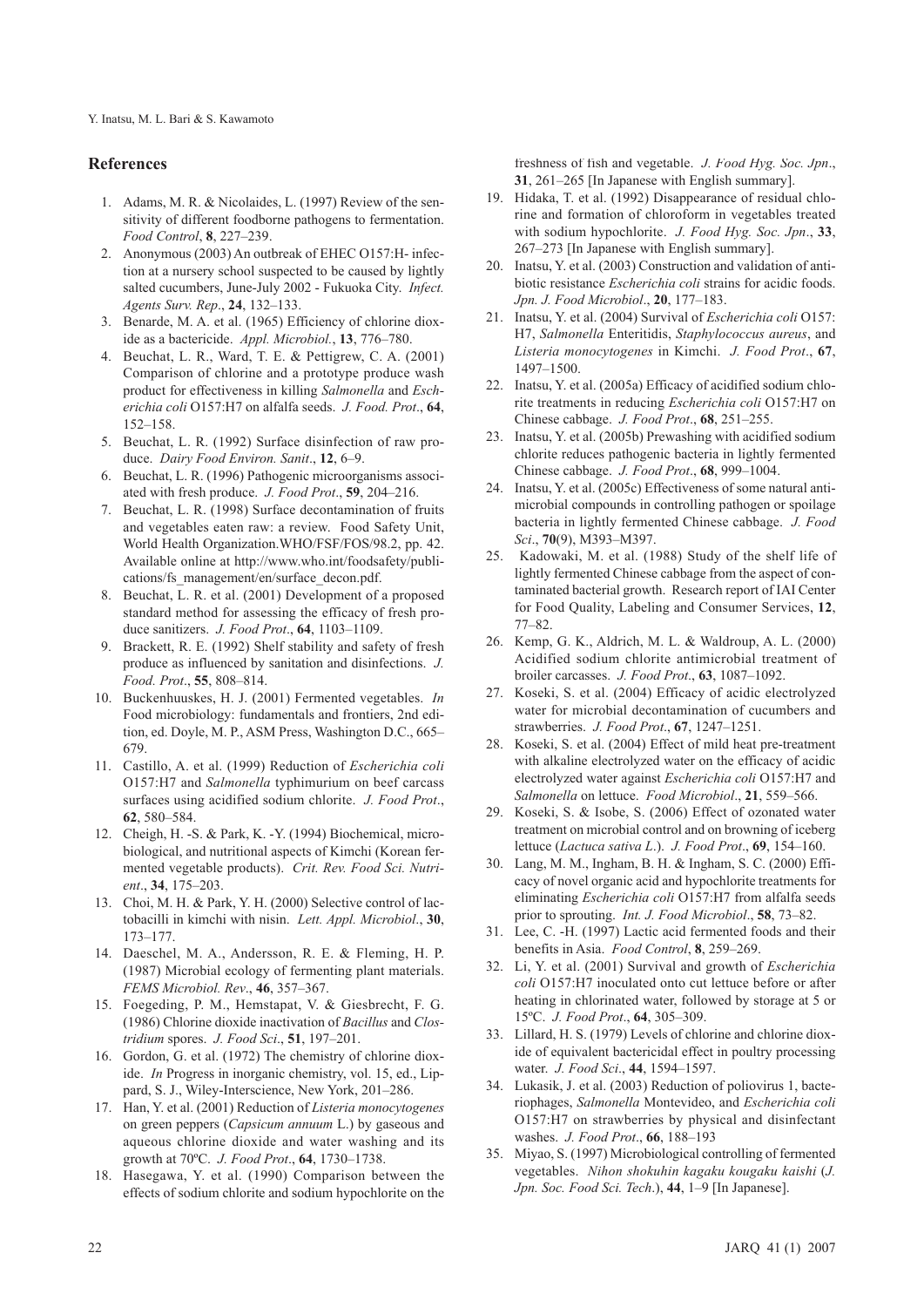## References

1. Adams, M. R. & Nicolaides, L. (1997) Review of the sensitivity of different foodborne pathogens to fermentation. *Food Control*, **8**, 227–239.
2. Anonymous (2003) An outbreak of EHEC O157:H- infection at a nursery school suspected to be caused by lightly salted cucumbers, June-July 2002 - Fukuoka City. *Infect. Agents Surv. Rep*., **24**, 132–133.
3. Benarde, M. A. et al. (1965) Efficiency of chlorine dioxide as a bactericide. *Appl. Microbiol.*, **13**, 776–780.
4. Beuchat, L. R., Ward, T. E. & Pettigrew, C. A. (2001) Comparison of chlorine and a prototype produce wash product for effectiveness in killing *Salmonella* and *Escherichia coli* O157:H7 on alfalfa seeds. *J. Food. Prot*., **64**, 152–158.
5. Beuchat, L. R. (1992) Surface disinfection of raw produce. *Dairy Food Environ. Sanit*., **12**, 6–9.
6. Beuchat, L. R. (1996) Pathogenic microorganisms associated with fresh produce. *J. Food Prot*., **59**, 204–216.
7. Beuchat, L. R. (1998) Surface decontamination of fruits and vegetables eaten raw: a review. Food Safety Unit, World Health Organization.WHO/FSF/FOS/98.2, pp. 42. Available online at http://www.who.int/foodsafety/publications/fs_management/en/surface_decon.pdf.
8. Beuchat, L. R. et al. (2001) Development of a proposed standard method for assessing the efficacy of fresh produce sanitizers. *J. Food Prot*., **64**, 1103–1109.
9. Brackett, R. E. (1992) Shelf stability and safety of fresh produce as influenced by sanitation and disinfections. *J. Food. Prot*., **55**, 808–814.
10. Buckenhuuskes, H. J. (2001) Fermented vegetables. *In* Food microbiology: fundamentals and frontiers, 2nd edition, ed. Doyle, M. P., ASM Press, Washington D.C., 665–679.
11. Castillo, A. et al. (1999) Reduction of *Escherichia coli* O157:H7 and *Salmonella* typhimurium on beef carcass surfaces using acidified sodium chlorite. *J. Food Prot*., **62**, 580–584.
12. Cheigh, H. -S. & Park, K. -Y. (1994) Biochemical, microbiological, and nutritional aspects of Kimchi (Korean fermented vegetable products). *Crit. Rev. Food Sci. Nutrient*., **34**, 175–203.
13. Choi, M. H. & Park, Y. H. (2000) Selective control of lactobacilli in kimchi with nisin. *Lett. Appl. Microbiol*., **30**, 173–177.
14. Daeschel, M. A., Andersson, R. E. & Fleming, H. P. (1987) Microbial ecology of fermenting plant materials. *FEMS Microbiol. Rev*., **46**, 357–367.
15. Foegeding, P. M., Hemstapat, V. & Giesbrecht, F. G. (1986) Chlorine dioxide inactivation of *Bacillus* and *Clostridium* spores. *J. Food Sci*., **51**, 197–201.
16. Gordon, G. et al. (1972) The chemistry of chlorine dioxide. *In* Progress in inorganic chemistry, vol. 15, ed., Lippard, S. J., Wiley-Interscience, New York, 201–286.
17. Han, Y. et al. (2001) Reduction of *Listeria monocytogenes* on green peppers (*Capsicum annuum* L.) by gaseous and aqueous chlorine dioxide and water washing and its growth at 70ºC. *J. Food Prot*., **64**, 1730–1738.
18. Hasegawa, Y. et al. (1990) Comparison between the effects of sodium chlorite and sodium hypochlorite on the freshness of fish and vegetable. *J. Food Hyg. Soc. Jpn*., **31**, 261–265 [In Japanese with English summary].
19. Hidaka, T. et al. (1992) Disappearance of residual chlorine and formation of chloroform in vegetables treated with sodium hypochlorite. *J. Food Hyg. Soc. Jpn*., **33**, 267–273 [In Japanese with English summary].
20. Inatsu, Y. et al. (2003) Construction and validation of antibiotic resistance *Escherichia coli* strains for acidic foods. *Jpn. J. Food Microbiol*., **20**, 177–183.
21. Inatsu, Y. et al. (2004) Survival of *Escherichia coli* O157:H7, *Salmonella* Enteritidis, *Staphylococcus aureus*, and *Listeria monocytogenes* in Kimchi. *J. Food Prot*., **67**, 1497–1500.
22. Inatsu, Y. et al. (2005a) Efficacy of acidified sodium chlorite treatments in reducing *Escherichia coli* O157:H7 on Chinese cabbage. *J. Food Prot*., **68**, 251–255.
23. Inatsu, Y. et al. (2005b) Prewashing with acidified sodium chlorite reduces pathogenic bacteria in lightly fermented Chinese cabbage. *J. Food Prot*., **68**, 999–1004.
24. Inatsu, Y. et al. (2005c) Effectiveness of some natural antimicrobial compounds in controlling pathogen or spoilage bacteria in lightly fermented Chinese cabbage. *J. Food Sci*., **70**(9), M393–M397.
25. Kadowaki, M. et al. (1988) Study of the shelf life of lightly fermented Chinese cabbage from the aspect of contaminated bacterial growth. Research report of IAI Center for Food Quality, Labeling and Consumer Services, **12**, 77–82.
26. Kemp, G. K., Aldrich, M. L. & Waldroup, A. L. (2000) Acidified sodium chlorite antimicrobial treatment of broiler carcasses. *J. Food Prot*., **63**, 1087–1092.
27. Koseki, S. et al. (2004) Efficacy of acidic electrolyzed water for microbial decontamination of cucumbers and strawberries. *J. Food Prot*., **67**, 1247–1251.
28. Koseki, S. et al. (2004) Effect of mild heat pre-treatment with alkaline electrolyzed water on the efficacy of acidic electrolyzed water against *Escherichia coli* O157:H7 and *Salmonella* on lettuce. *Food Microbiol*., **21**, 559–566.
29. Koseki, S. & Isobe, S. (2006) Effect of ozonated water treatment on microbial control and on browning of iceberg lettuce (*Lactuca sativa L*.). *J. Food Prot*., **69**, 154–160.
30. Lang, M. M., Ingham, B. H. & Ingham, S. C. (2000) Efficacy of novel organic acid and hypochlorite treatments for eliminating *Escherichia coli* O157:H7 from alfalfa seeds prior to sprouting. *Int. J. Food Microbiol*., **58**, 73–82.
31. Lee, C. -H. (1997) Lactic acid fermented foods and their benefits in Asia. *Food Control*, **8**, 259–269.
32. Li, Y. et al. (2001) Survival and growth of *Escherichia coli* O157:H7 inoculated onto cut lettuce before or after heating in chlorinated water, followed by storage at 5 or 15ºC. *J. Food Prot*., **64**, 305–309.
33. Lillard, H. S. (1979) Levels of chlorine and chlorine dioxide of equivalent bactericidal effect in poultry processing water. *J. Food Sci*., **44**, 1594–1597.
34. Lukasik, J. et al. (2003) Reduction of poliovirus 1, bacteriophages, *Salmonella* Montevideo, and *Escherichia coli* O157:H7 on strawberries by physical and disinfectant washes. *J. Food Prot*., **66**, 188–193
35. Miyao, S. (1997) Microbiological controlling of fermented vegetables. *Nihon shokuhin kagaku kougaku kaishi* (*J. Jpn. Soc. Food Sci. Tech*.), **44**, 1–9 [In Japanese].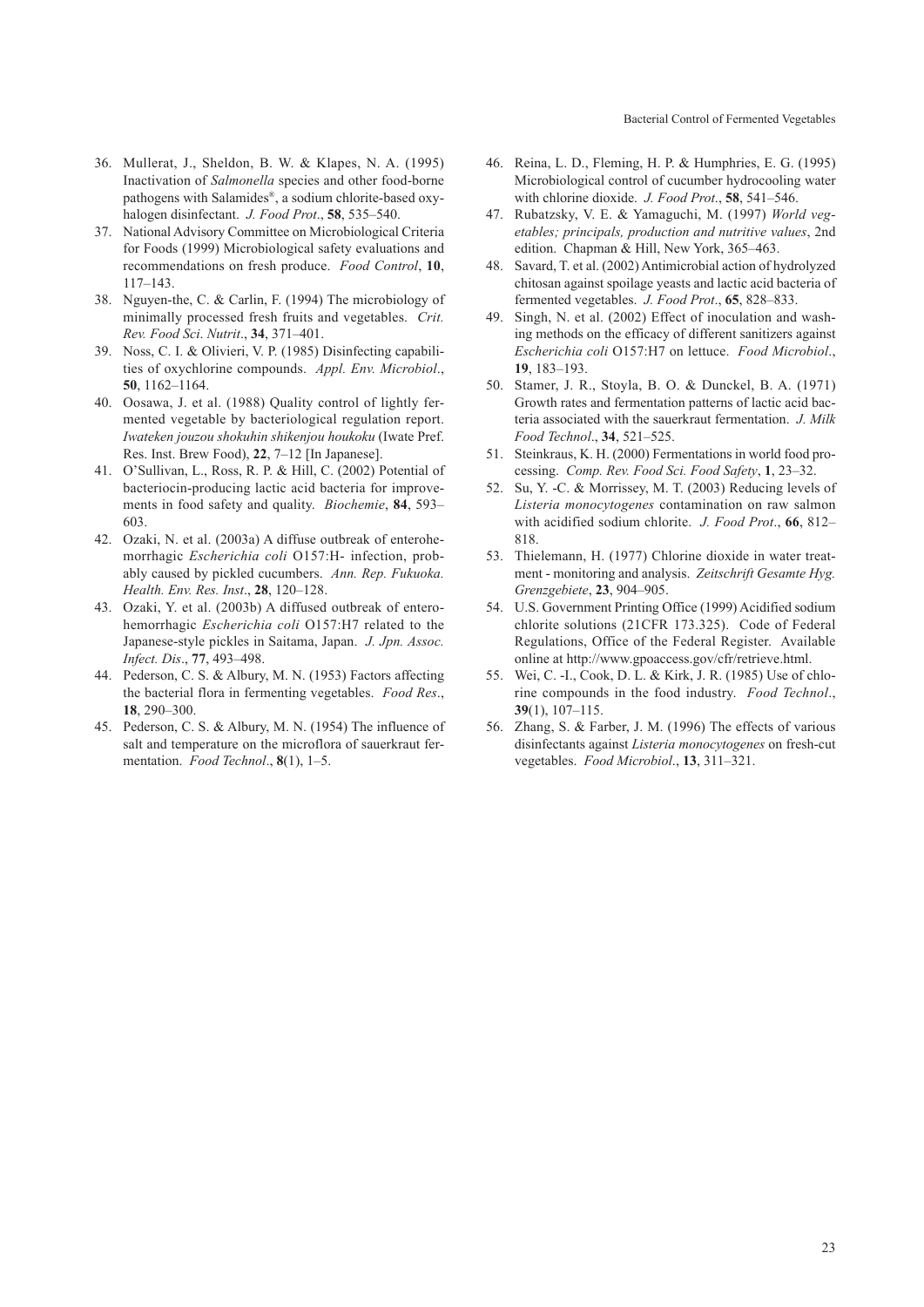36. Mullerat, J., Sheldon, B. W. & Klapes, N. A. (1995) Inactivation of *Salmonella* species and other food-borne pathogens with Salamides®, a sodium chlorite-based oxyhalogen disinfectant. *J. Food Prot*., **58**, 535–540.
37. National Advisory Committee on Microbiological Criteria for Foods (1999) Microbiological safety evaluations and recommendations on fresh produce. *Food Control*, **10**, 117–143.
38. Nguyen-the, C. & Carlin, F. (1994) The microbiology of minimally processed fresh fruits and vegetables. *Crit. Rev. Food Sci. Nutrit*., **34**, 371–401.
39. Noss, C. I. & Olivieri, V. P. (1985) Disinfecting capabilities of oxychlorine compounds. *Appl. Env. Microbiol*., **50**, 1162–1164.
40. Oosawa, J. et al. (1988) Quality control of lightly fermented vegetable by bacteriological regulation report. *Iwateken jouzou shokuhin shikenjou houkoku* (Iwate Pref. Res. Inst. Brew Food), **22**, 7–12 [In Japanese].
41. O'Sullivan, L., Ross, R. P. & Hill, C. (2002) Potential of bacteriocin-producing lactic acid bacteria for improvements in food safety and quality. *Biochemie*, **84**, 593–603.
42. Ozaki, N. et al. (2003a) A diffuse outbreak of enterohemorrhagic *Escherichia coli* O157:H- infection, probably caused by pickled cucumbers. *Ann. Rep. Fukuoka. Health. Env. Res. Inst*., **28**, 120–128.
43. Ozaki, Y. et al. (2003b) A diffused outbreak of enterohemorrhagic *Escherichia coli* O157:H7 related to the Japanese-style pickles in Saitama, Japan. *J. Jpn. Assoc. Infect. Dis*., **77**, 493–498.
44. Pederson, C. S. & Albury, M. N. (1953) Factors affecting the bacterial flora in fermenting vegetables. *Food Res*., **18**, 290–300.
45. Pederson, C. S. & Albury, M. N. (1954) The influence of salt and temperature on the microflora of sauerkraut fermentation. *Food Technol*., **8**(1), 1–5.
46. Reina, L. D., Fleming, H. P. & Humphries, E. G. (1995) Microbiological control of cucumber hydrocooling water with chlorine dioxide. *J. Food Prot*., **58**, 541–546.
47. Rubatzsky, V. E. & Yamaguchi, M. (1997) *World vegetables; principals, production and nutritive values*, 2nd edition. Chapman & Hill, New York, 365–463.
48. Savard, T. et al. (2002) Antimicrobial action of hydrolyzed chitosan against spoilage yeasts and lactic acid bacteria of fermented vegetables. *J. Food Prot*., **65**, 828–833.
49. Singh, N. et al. (2002) Effect of inoculation and washing methods on the efficacy of different sanitizers against *Escherichia coli* O157:H7 on lettuce. *Food Microbiol*., **19**, 183–193.
50. Stamer, J. R., Stoyla, B. O. & Dunckel, B. A. (1971) Growth rates and fermentation patterns of lactic acid bacteria associated with the sauerkraut fermentation. *J. Milk Food Technol*., **34**, 521–525.
51. Steinkraus, K. H. (2000) Fermentations in world food processing. *Comp. Rev. Food Sci. Food Safety*, **1**, 23–32.
52. Su, Y. -C. & Morrissey, M. T. (2003) Reducing levels of *Listeria monocytogenes* contamination on raw salmon with acidified sodium chlorite. *J. Food Prot*., **66**, 812–818.
53. Thielemann, H. (1977) Chlorine dioxide in water treatment - monitoring and analysis. *Zeitschrift Gesamte Hyg. Grenzgebiete*, **23**, 904–905.
54. U.S. Government Printing Office (1999) Acidified sodium chlorite solutions (21CFR 173.325). Code of Federal Regulations, Office of the Federal Register. Available online at http://www.gpoaccess.gov/cfr/retrieve.html.
55. Wei, C. -I., Cook, D. L. & Kirk, J. R. (1985) Use of chlorine compounds in the food industry. *Food Technol*., **39**(1), 107–115.
56. Zhang, S. & Farber, J. M. (1996) The effects of various disinfectants against *Listeria monocytogenes* on fresh-cut vegetables. *Food Microbiol*., **13**, 311–321.